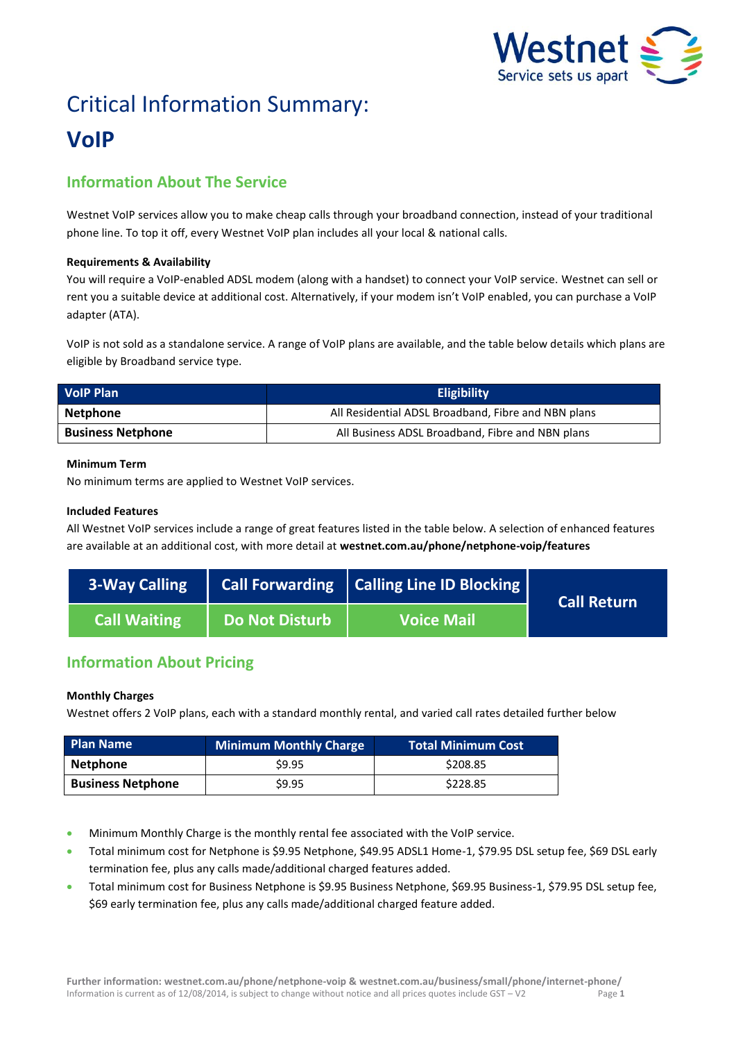# Critical Information Summary: VoIP

## Information About The Service

Westnet VoIP services allow you to make cheap calls through your broadband connection, instead of your traditional phone line. To top it off, every Westnet VoIP plan includes all your local & national calls.

### Requirements & Availability

You will require a VoIP-enabled ADSL modem (along with a handset) to connect your VoIP service. Westnet can sell or rent you a suitable device at additional cost. Alternatively, if your modem isn't VoIP enabled, you can purchase a VoIP adapter (ATA).

VoIP is not sold as a standalone service. A range of VoIP plans are available, and the table below details which plans are eligible by Broadband service type.

| VoIP Plan | Eligibility |
|---|---|
| **Netphone** | All Residential ADSL Broadband, Fibre and NBN plans |
| **Business Netphone** | All Business ADSL Broadband, Fibre and NBN plans |

### Minimum Term

No minimum terms are applied to Westnet VoIP services.

### Included Features

All Westnet VoIP services include a range of great features listed in the table below. A selection of enhanced features are available at an additional cost, with more detail at **westnet.com.au/phone/netphone-voip/features**

| 3-Way Calling | Call Forwarding | Calling Line ID Blocking | Call Return |
|---|---|---|---|
| Call Waiting | Do Not Disturb | Voice Mail | |

## Information About Pricing

### Monthly Charges

Westnet offers 2 VoIP plans, each with a standard monthly rental, and varied call rates detailed further below

| Plan Name | Minimum Monthly Charge | Total Minimum Cost |
|---|---|---|
| **Netphone** | $9.95 | $208.85 |
| **Business Netphone** | $9.95 | $228.85 |

- Minimum Monthly Charge is the monthly rental fee associated with the VoIP service.
- Total minimum cost for Netphone is $9.95 Netphone, $49.95 ADSL1 Home-1, $79.95 DSL setup fee, $69 DSL early termination fee, plus any calls made/additional charged features added.
- Total minimum cost for Business Netphone is $9.95 Business Netphone, $69.95 Business-1, $79.95 DSL setup fee, $69 early termination fee, plus any calls made/additional charged feature added.

**Further information: westnet.com.au/phone/netphone-voip & westnet.com.au/business/small/phone/internet-phone/**
Information is current as of 12/08/2014, is subject to change without notice and all prices quotes include GST – V2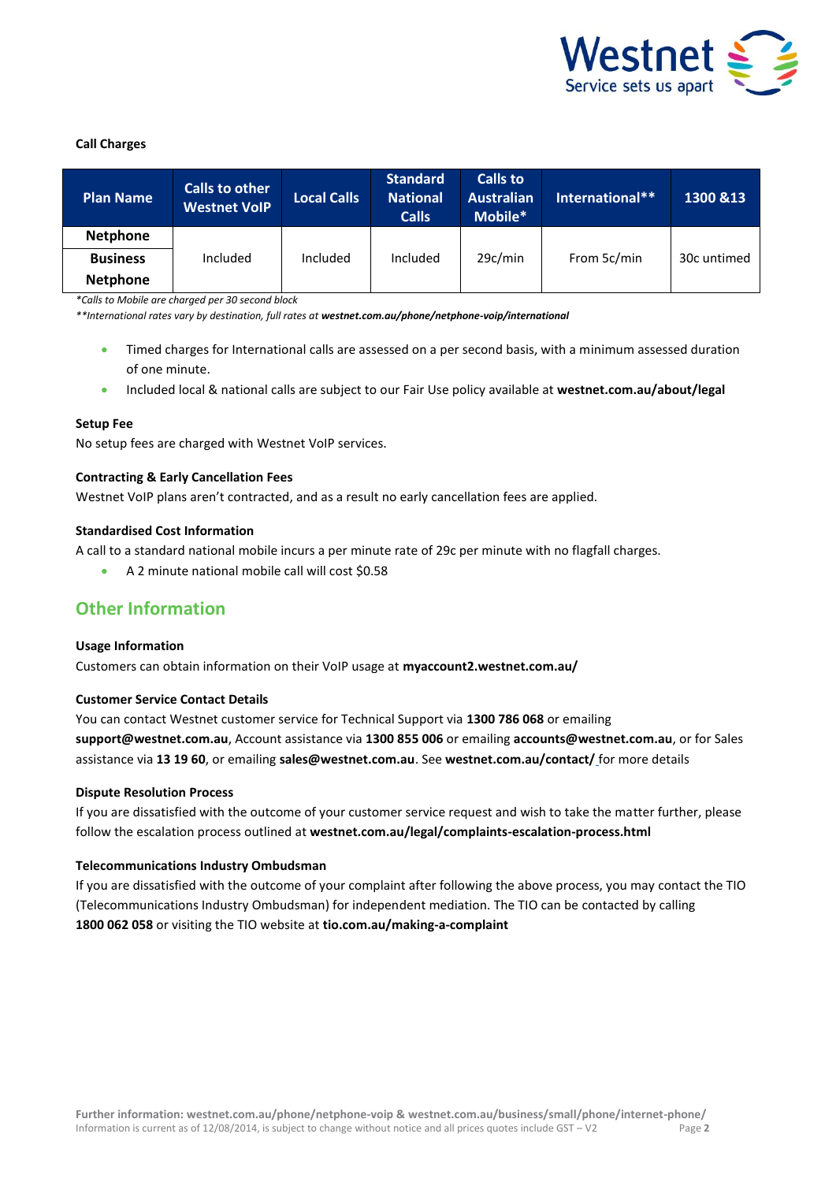**Call Charges**

| Plan Name | Calls to other Westnet VoIP | Local Calls | Standard National Calls | Calls to Australian Mobile* | International** | 1300 &13 |
|---|---|---|---|---|---|---|
| Netphone<br>Business Netphone | Included | Included | Included | 29c/min | From 5c/min | 30c untimed |

*\*Calls to Mobile are charged per 30 second block*

*\*\*International rates vary by destination, full rates at **westnet.com.au/phone/netphone-voip/international***

- Timed charges for International calls are assessed on a per second basis, with a minimum assessed duration of one minute.
- Included local & national calls are subject to our Fair Use policy available at **westnet.com.au/about/legal**

**Setup Fee**

No setup fees are charged with Westnet VoIP services.

**Contracting & Early Cancellation Fees**

Westnet VoIP plans aren't contracted, and as a result no early cancellation fees are applied.

**Standardised Cost Information**

A call to a standard national mobile incurs a per minute rate of 29c per minute with no flagfall charges.

- A 2 minute national mobile call will cost $0.58

## Other Information

**Usage Information**

Customers can obtain information on their VoIP usage at **myaccount2.westnet.com.au/**

**Customer Service Contact Details**

You can contact Westnet customer service for Technical Support via **1300 786 068** or emailing **support@westnet.com.au**, Account assistance via **1300 855 006** or emailing **accounts@westnet.com.au**, or for Sales assistance via **13 19 60**, or emailing **sales@westnet.com.au**. See **westnet.com.au/contact/** for more details

**Dispute Resolution Process**

If you are dissatisfied with the outcome of your customer service request and wish to take the matter further, please follow the escalation process outlined at **westnet.com.au/legal/complaints-escalation-process.html**

**Telecommunications Industry Ombudsman**

If you are dissatisfied with the outcome of your complaint after following the above process, you may contact the TIO (Telecommunications Industry Ombudsman) for independent mediation. The TIO can be contacted by calling **1800 062 058** or visiting the TIO website at **tio.com.au/making-a-complaint**

**Further information: westnet.com.au/phone/netphone-voip & westnet.com.au/business/small/phone/internet-phone/**
Information is current as of 12/08/2014, is subject to change without notice and all prices quotes include GST – V2